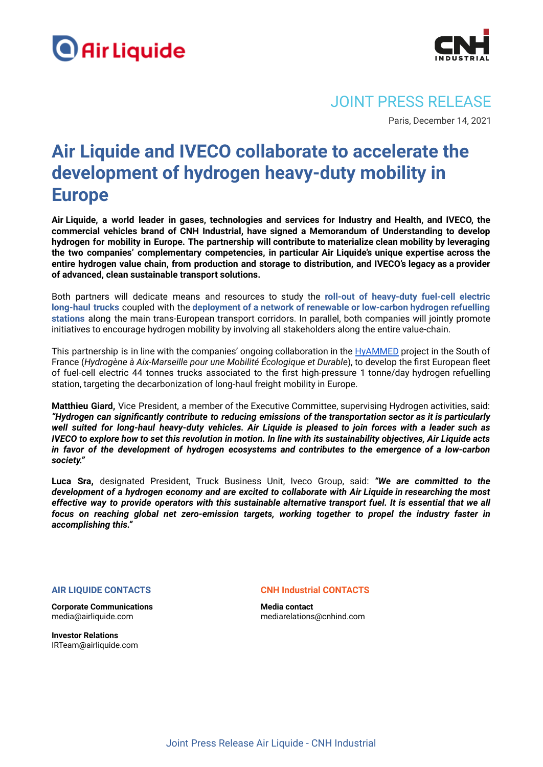JOINT PRESS RELEASE

Paris, December 14, 2021

# Air Liquide and IVECO collaborate to accelerate the development of hydrogen heavy-duty mobility in Europe

**Air Liquide, a world leader in gases, technologies and services for Industry and Health, and IVECO, the commercial vehicles brand of CNH Industrial, have signed a Memorandum of Understanding to develop hydrogen for mobility in Europe. The partnership will contribute to materialize clean mobility by leveraging the two companies' complementary competencies, in particular Air Liquide's unique expertise across the entire hydrogen value chain, from production and storage to distribution, and IVECO's legacy as a provider of advanced, clean sustainable transport solutions.**

Both partners will dedicate means and resources to study the **roll-out of heavy-duty fuel-cell electric long-haul trucks** coupled with the **deployment of a network of renewable or low-carbon hydrogen refuelling stations** along the main trans-European transport corridors. In parallel, both companies will jointly promote initiatives to encourage hydrogen mobility by involving all stakeholders along the entire value-chain.

This partnership is in line with the companies' ongoing collaboration in the HyAMMED project in the South of France (*Hydrogène à Aix-Marseille pour une Mobilité Écologique et Durable*), to develop the first European fleet of fuel-cell electric 44 tonnes trucks associated to the first high-pressure 1 tonne/day hydrogen refuelling station, targeting the decarbonization of long-haul freight mobility in Europe.

**Matthieu Giard,** Vice President, a member of the Executive Committee, supervising Hydrogen activities, said: ***"Hydrogen can significantly contribute to reducing emissions of the transportation sector as it is particularly well suited for long-haul heavy-duty vehicles. Air Liquide is pleased to join forces with a leader such as IVECO to explore how to set this revolution in motion. In line with its sustainability objectives, Air Liquide acts in favor of the development of hydrogen ecosystems and contributes to the emergence of a low-carbon society."***

**Luca Sra,** designated President, Truck Business Unit, Iveco Group, said: ***"We are committed to the development of a hydrogen economy and are excited to collaborate with Air Liquide in researching the most effective way to provide operators with this sustainable alternative transport fuel. It is essential that we all focus on reaching global net zero-emission targets, working together to propel the industry faster in accomplishing this."***

**AIR LIQUIDE CONTACTS**

**Corporate Communications**
media@airliquide.com

**Investor Relations**
IRTeam@airliquide.com

**CNH Industrial CONTACTS**

**Media contact**
mediarelations@cnhind.com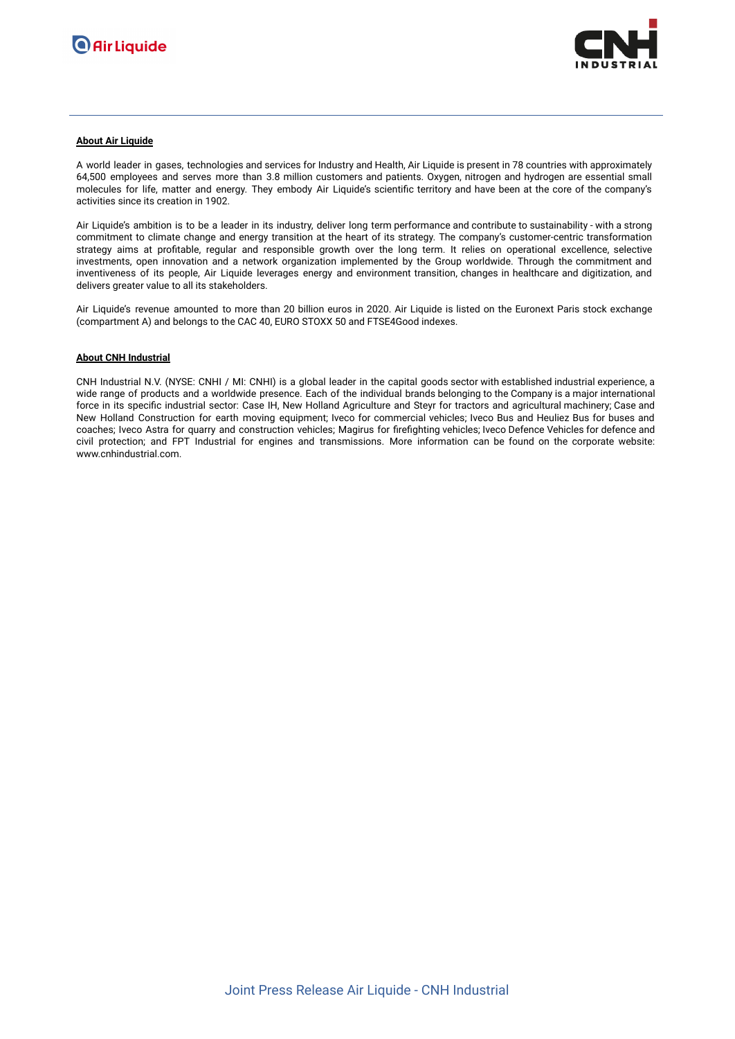## About Air Liquide

A world leader in gases, technologies and services for Industry and Health, Air Liquide is present in 78 countries with approximately 64,500 employees and serves more than 3.8 million customers and patients. Oxygen, nitrogen and hydrogen are essential small molecules for life, matter and energy. They embody Air Liquide's scientific territory and have been at the core of the company's activities since its creation in 1902.

Air Liquide's ambition is to be a leader in its industry, deliver long term performance and contribute to sustainability - with a strong commitment to climate change and energy transition at the heart of its strategy. The company's customer-centric transformation strategy aims at profitable, regular and responsible growth over the long term. It relies on operational excellence, selective investments, open innovation and a network organization implemented by the Group worldwide. Through the commitment and inventiveness of its people, Air Liquide leverages energy and environment transition, changes in healthcare and digitization, and delivers greater value to all its stakeholders.

Air Liquide's revenue amounted to more than 20 billion euros in 2020. Air Liquide is listed on the Euronext Paris stock exchange (compartment A) and belongs to the CAC 40, EURO STOXX 50 and FTSE4Good indexes.

## About CNH Industrial

CNH Industrial N.V. (NYSE: CNHI / MI: CNHI) is a global leader in the capital goods sector with established industrial experience, a wide range of products and a worldwide presence. Each of the individual brands belonging to the Company is a major international force in its specific industrial sector: Case IH, New Holland Agriculture and Steyr for tractors and agricultural machinery; Case and New Holland Construction for earth moving equipment; Iveco for commercial vehicles; Iveco Bus and Heuliez Bus for buses and coaches; Iveco Astra for quarry and construction vehicles; Magirus for firefighting vehicles; Iveco Defence Vehicles for defence and civil protection; and FPT Industrial for engines and transmissions. More information can be found on the corporate website: www.cnhindustrial.com.